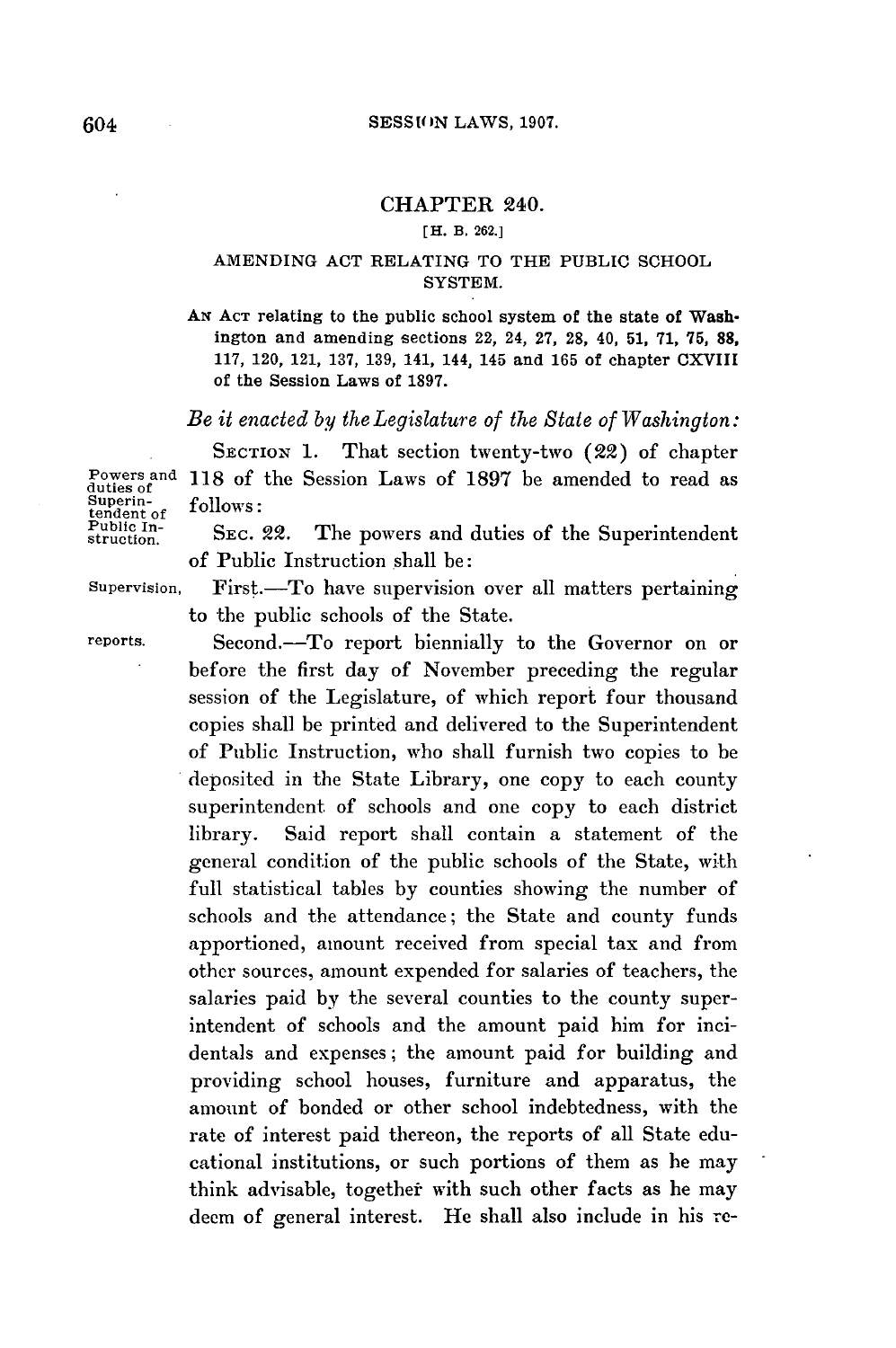# CHAPTER 240.

[H. B. 262.]

## AMENDING ACT RELATING TO THE PUBLIC SCHOOL SYSTEM.

AN ACT relating to the public school system of the state of Washington and amending sections 22, 24, 27, 28, 40, 51, 71, 75, 88, 117, 120, 121, 137, 139, 141, 144, 145 and 165 of chapter CXVIII of the Session Laws of 1897.

*Be it enacted by the Legislature of the State of Washington:*

Powers and duties of Superintendent of Public Instruction.

SECTION 1. That section twenty-two (22) of chapter 118 of the Session Laws of 1897 be amended to read as follows:

SEC. 22. The powers and duties of the Superintendent of Public Instruction shall be:

Supervision,

First.—To have supervision over all matters pertaining to the public schools of the State.

reports.

Second.—To report biennially to the Governor on or before the first day of November preceding the regular session of the Legislature, of which report four thousand copies shall be printed and delivered to the Superintendent of Public Instruction, who shall furnish two copies to be deposited in the State Library, one copy to each county superintendent of schools and one copy to each district library. Said report shall contain a statement of the general condition of the public schools of the State, with full statistical tables by counties showing the number of schools and the attendance; the State and county funds apportioned, amount received from special tax and from other sources, amount expended for salaries of teachers, the salaries paid by the several counties to the county superintendent of schools and the amount paid him for incidentals and expenses; the amount paid for building and providing school houses, furniture and apparatus, the amount of bonded or other school indebtedness, with the rate of interest paid thereon, the reports of all State educational institutions, or such portions of them as he may think advisable, together with such other facts as he may deem of general interest. He shall also include in his re-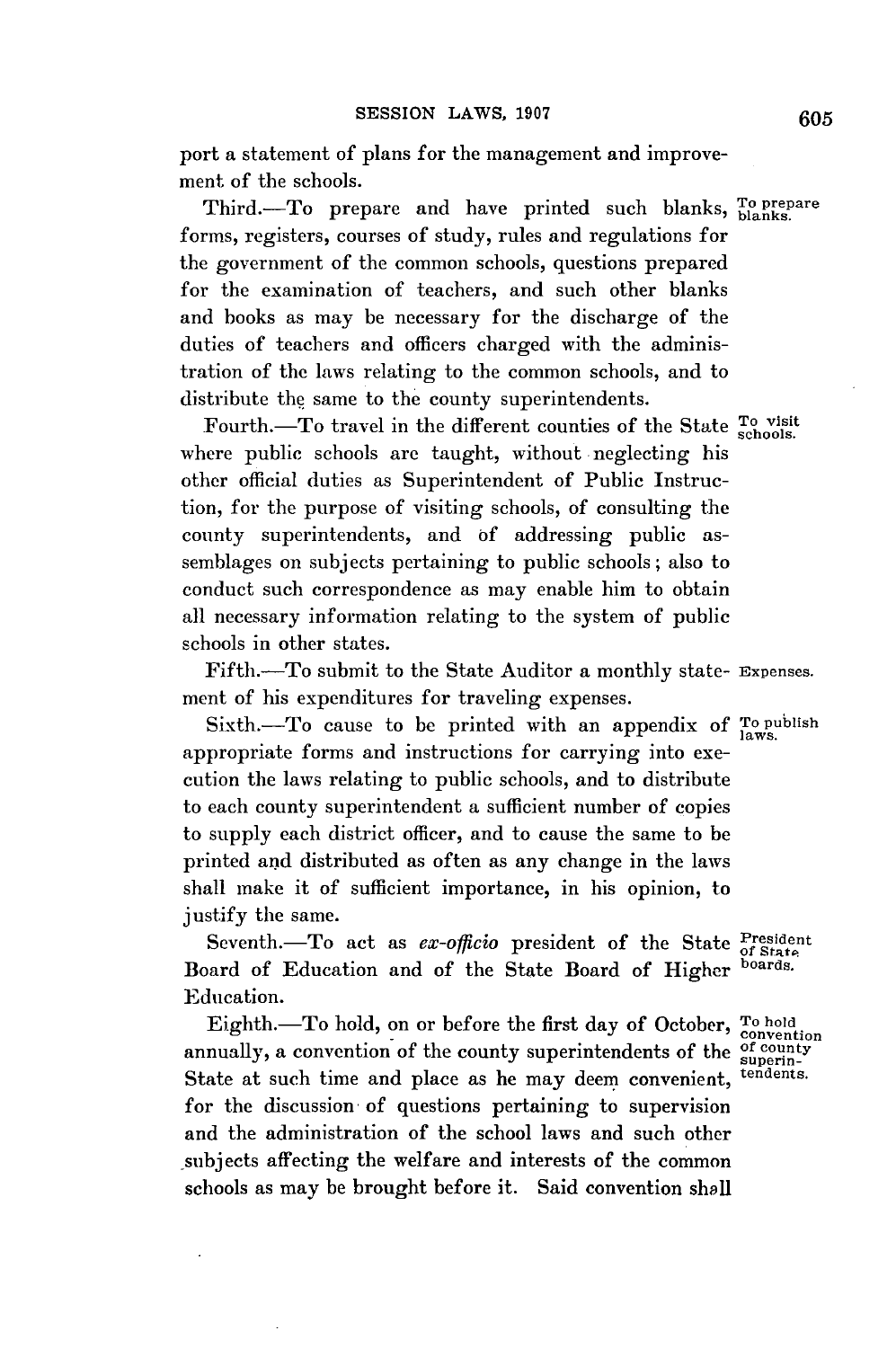port a statement of plans for the management and improvement of the schools.

Third.—To prepare and have printed such blanks, forms, registers, courses of study, rules and regulations for the government of the common schools, questions prepared for the examination of teachers, and such other blanks and books as may be necessary for the discharge of the duties of teachers and officers charged with the administration of the laws relating to the common schools, and to distribute the same to the county superintendents.

To prepare blanks.

Fourth.—To travel in the different counties of the State where public schools are taught, without neglecting his other official duties as Superintendent of Public Instruction, for the purpose of visiting schools, of consulting the county superintendents, and of addressing public assemblages on subjects pertaining to public schools; also to conduct such correspondence as may enable him to obtain all necessary information relating to the system of public schools in other states.

To visit schools.

Fifth.—To submit to the State Auditor a monthly statement of his expenditures for traveling expenses.

Expenses.

Sixth.—To cause to be printed with an appendix of appropriate forms and instructions for carrying into execution the laws relating to public schools, and to distribute to each county superintendent a sufficient number of copies to supply each district officer, and to cause the same to be printed and distributed as often as any change in the laws shall make it of sufficient importance, in his opinion, to justify the same.

To publish laws.

Seventh.—To act as *ex-officio* president of the State Board of Education and of the State Board of Higher Education.

President of State boards.

Eighth.—To hold, on or before the first day of October, annually, a convention of the county superintendents of the State at such time and place as he may deem convenient, for the discussion of questions pertaining to supervision and the administration of the school laws and such other subjects affecting the welfare and interests of the common schools as may be brought before it. Said convention shall

To hold convention of county superintendents.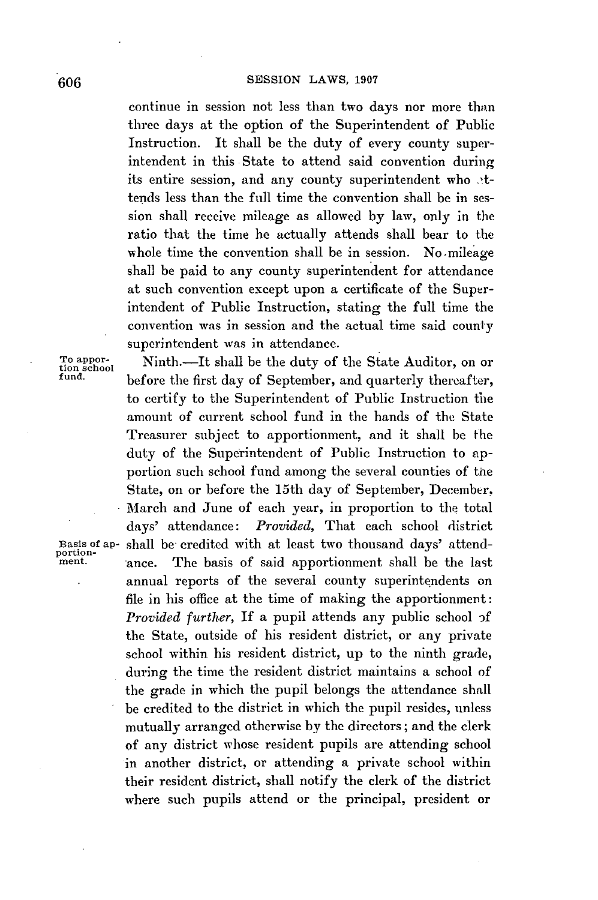continue in session not less than two days nor more than three days at the option of the Superintendent of Public Instruction. It shall be the duty of every county superintendent in this State to attend said convention during its entire session, and any county superintendent who attends less than the full time the convention shall be in session shall receive mileage as allowed by law, only in the ratio that the time he actually attends shall bear to the whole time the convention shall be in session. No mileage shall be paid to any county superintendent for attendance at such convention except upon a certificate of the Superintendent of Public Instruction, stating the full time the convention was in session and the actual time said county superintendent was in attendance.

To apportion school fund.

Ninth.—It shall be the duty of the State Auditor, on or before the first day of September, and quarterly thereafter, to certify to the Superintendent of Public Instruction the amount of current school fund in the hands of the State Treasurer subject to apportionment, and it shall be the duty of the Superintendent of Public Instruction to apportion such school fund among the several counties of the State, on or before the 15th day of September, December, March and June of each year, in proportion to the total days' attendance: *Provided*, That each school district shall be credited with at least two thousand days' attendance. The basis of said apportionment shall be the last annual reports of the several county superintendents on file in his office at the time of making the apportionment: *Provided further*, If a pupil attends any public school of the State, outside of his resident district, or any private school within his resident district, up to the ninth grade, during the time the resident district maintains a school of the grade in which the pupil belongs the attendance shall be credited to the district in which the pupil resides, unless mutually arranged otherwise by the directors; and the clerk of any district whose resident pupils are attending school in another district, or attending a private school within their resident district, shall notify the clerk of the district where such pupils attend or the principal, president or

Basis of apportionment.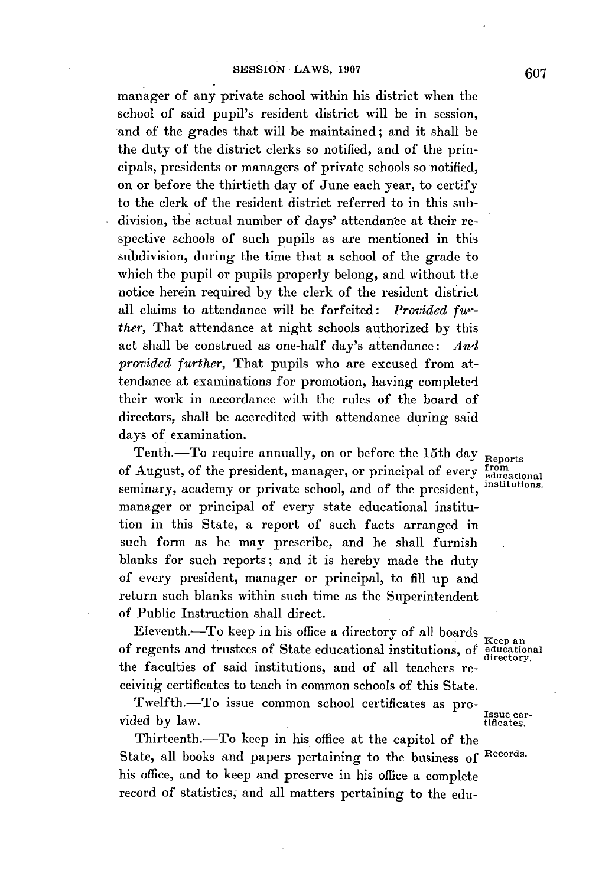manager of any private school within his district when the school of said pupil's resident district will be in session, and of the grades that will be maintained; and it shall be the duty of the district clerks so notified, and of the principals, presidents or managers of private schools so notified, on or before the thirtieth day of June each year, to certify to the clerk of the resident district referred to in this subdivision, the actual number of days' attendance at their respective schools of such pupils as are mentioned in this subdivision, during the time that a school of the grade to which the pupil or pupils properly belong, and without the notice herein required by the clerk of the resident district all claims to attendance will be forfeited: *Provided further,* That attendance at night schools authorized by this act shall be construed as one-half day's attendance: *And provided further,* That pupils who are excused from attendance at examinations for promotion, having completed their work in accordance with the rules of the board of directors, shall be accredited with attendance during said days of examination.

Tenth.—To require annually, on or before the 15th day of August, of the president, manager, or principal of every seminary, academy or private school, and of the president, manager or principal of every state educational institution in this State, a report of such facts arranged in such form as he may prescribe, and he shall furnish blanks for such reports; and it is hereby made the duty of every president, manager or principal, to fill up and return such blanks within such time as the Superintendent of Public Instruction shall direct.

Reports from educational institutions.

Eleventh.—To keep in his office a directory of all boards of regents and trustees of State educational institutions, of the faculties of said institutions, and of all teachers receiving certificates to teach in common schools of this State.

Keep an educational directory.

Twelfth.—To issue common school certificates as provided by law.

Issue certificates.

Thirteenth.—To keep in his office at the capitol of the State, all books and papers pertaining to the business of his office, and to keep and preserve in his office a complete record of statistics, and all matters pertaining to the edu-

Records.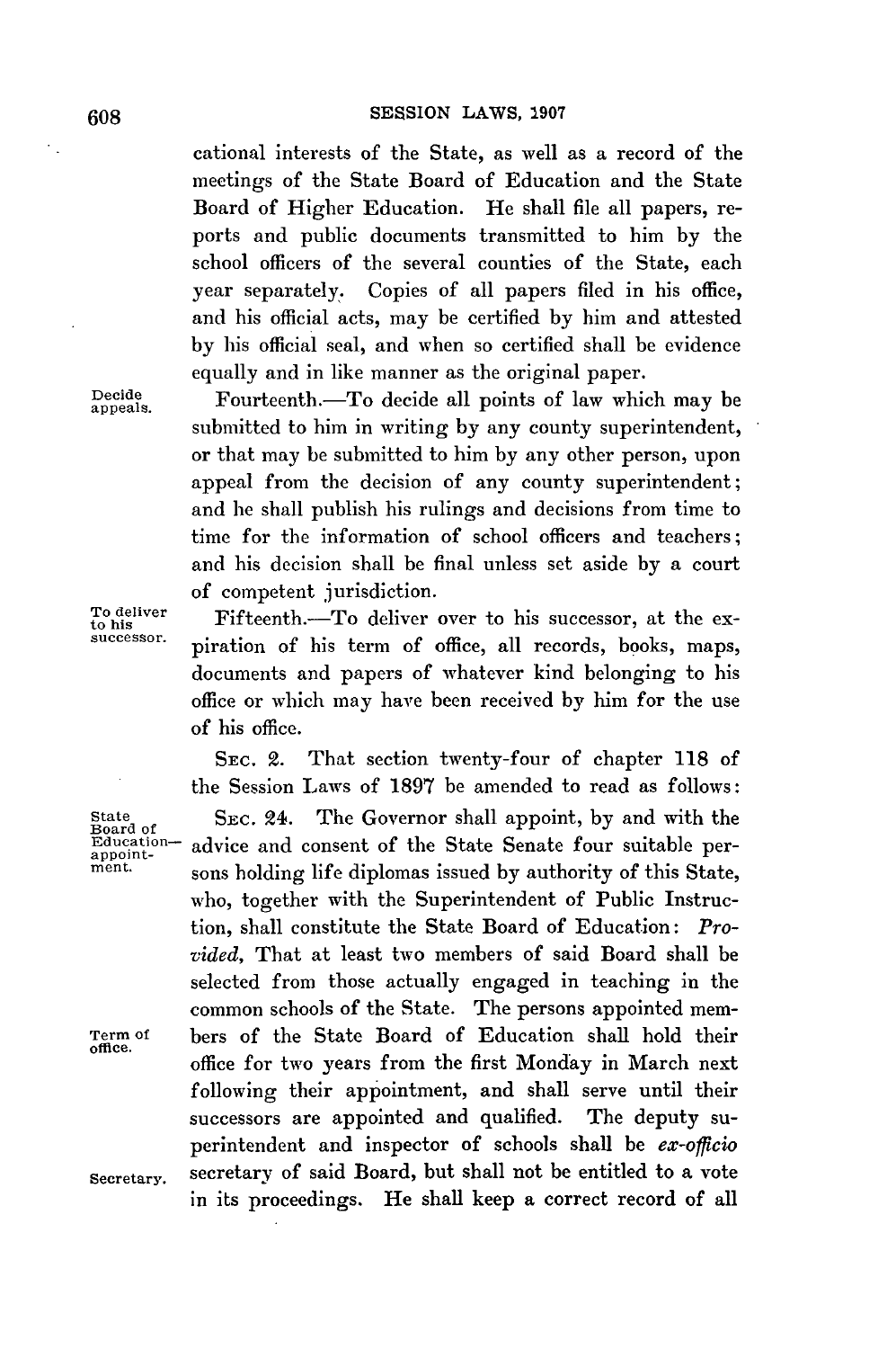cational interests of the State, as well as a record of the meetings of the State Board of Education and the State Board of Higher Education. He shall file all papers, reports and public documents transmitted to him by the school officers of the several counties of the State, each year separately. Copies of all papers filed in his office, and his official acts, may be certified by him and attested by his official seal, and when so certified shall be evidence equally and in like manner as the original paper.

Decide appeals.

Fourteenth.—To decide all points of law which may be submitted to him in writing by any county superintendent, or that may be submitted to him by any other person, upon appeal from the decision of any county superintendent; and he shall publish his rulings and decisions from time to time for the information of school officers and teachers; and his decision shall be final unless set aside by a court of competent jurisdiction.

To deliver to his successor.

Fifteenth.—To deliver over to his successor, at the expiration of his term of office, all records, books, maps, documents and papers of whatever kind belonging to his office or which may have been received by him for the use of his office.

SEC. 2. That section twenty-four of chapter 118 of the Session Laws of 1897 be amended to read as follows:

State Board of Education—appointment.

SEC. 24. The Governor shall appoint, by and with the advice and consent of the State Senate four suitable persons holding life diplomas issued by authority of this State, who, together with the Superintendent of Public Instruction, shall constitute the State Board of Education: *Provided,* That at least two members of said Board shall be selected from those actually engaged in teaching in the common schools of the State. The persons appointed members of the State Board of Education shall hold their office for two years from the first Monday in March next following their appointment, and shall serve until their successors are appointed and qualified. The deputy superintendent and inspector of schools shall be *ex-officio* secretary of said Board, but shall not be entitled to a vote in its proceedings. He shall keep a correct record of all

Term of office.

Secretary.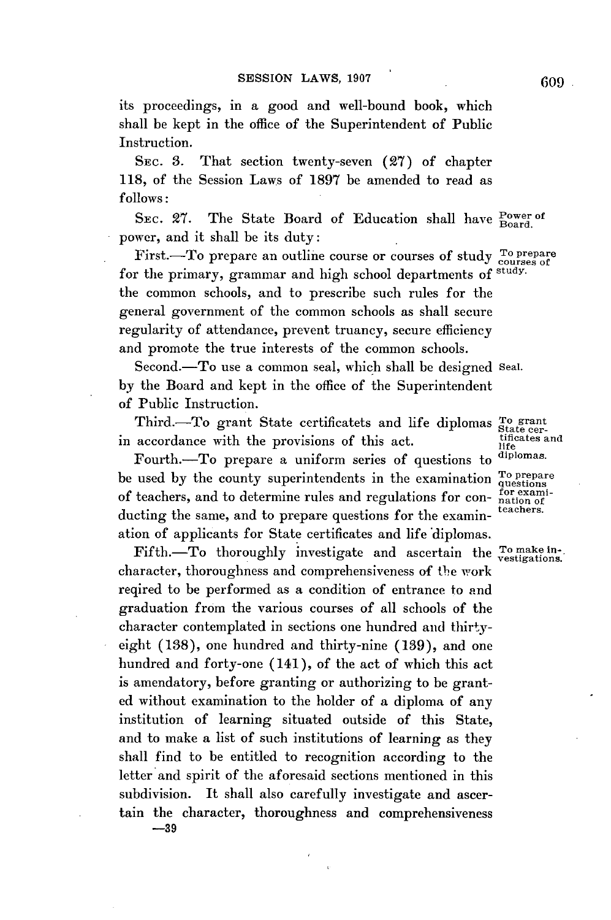its proceedings, in a good and well-bound book, which shall be kept in the office of the Superintendent of Public Instruction.

SEC. 3. That section twenty-seven (27) of chapter 118, of the Session Laws of 1897 be amended to read as follows:

SEC. 27. The State Board of Education shall have power, and it shall be its duty: *Power of Board.*

First.—To prepare an outline course or courses of study for the primary, grammar and high school departments of the common schools, and to prescribe such rules for the general government of the common schools as shall secure regularity of attendance, prevent truancy, secure efficiency and promote the true interests of the common schools. *To prepare courses of study.*

Second.—To use a common seal, which shall be designed by the Board and kept in the office of the Superintendent of Public Instruction. *Seal.*

Third.—To grant State certificatets and life diplomas in accordance with the provisions of this act. *To grant State certificates and life diplomas.*

Fourth.—To prepare a uniform series of questions to be used by the county superintendents in the examination of teachers, and to determine rules and regulations for conducting the same, and to prepare questions for the examination of applicants for State certificates and life diplomas. *To prepare questions for examination of teachers.*

Fifth.—To thoroughly investigate and ascertain the character, thoroughness and comprehensiveness of the work reqired to be performed as a condition of entrance to and graduation from the various courses of all schools of the character contemplated in sections one hundred and thirty-eight (138), one hundred and thirty-nine (139), and one hundred and forty-one (141), of the act of which this act is amendatory, before granting or authorizing to be granted without examination to the holder of a diploma of any institution of learning situated outside of this State, and to make a list of such institutions of learning as they shall find to be entitled to recognition according to the letter and spirit of the aforesaid sections mentioned in this subdivision. It shall also carefully investigate and ascertain the character, thoroughness and comprehensiveness *To make investigations.*

—39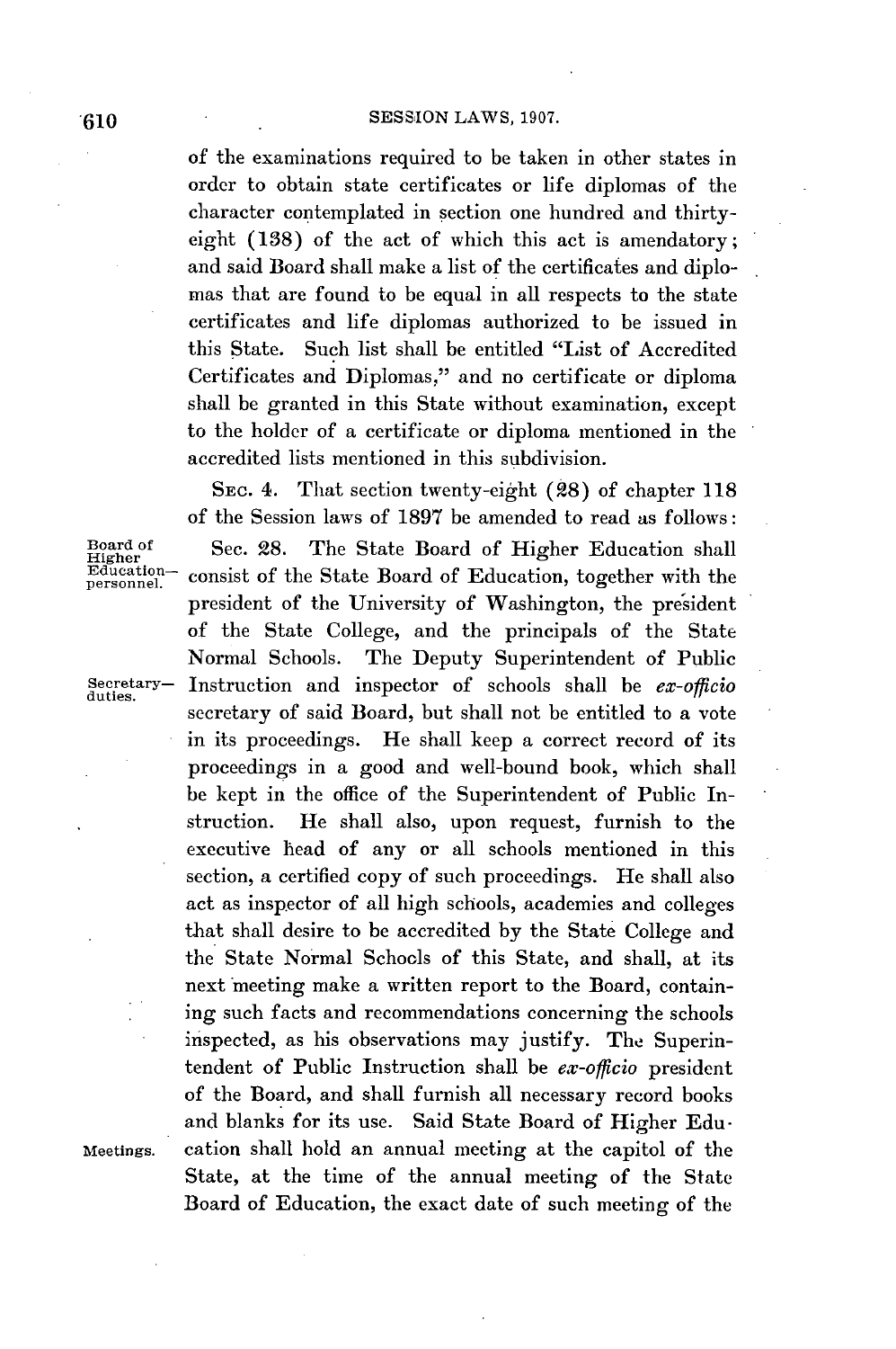of the examinations required to be taken in other states in order to obtain state certificates or life diplomas of the character contemplated in section one hundred and thirty-eight (138) of the act of which this act is amendatory; and said Board shall make a list of the certificates and diplomas that are found to be equal in all respects to the state certificates and life diplomas authorized to be issued in this State. Such list shall be entitled "List of Accredited Certificates and Diplomas," and no certificate or diploma shall be granted in this State without examination, except to the holder of a certificate or diploma mentioned in the accredited lists mentioned in this subdivision.

SEC. 4. That section twenty-eight (28) of chapter 118 of the Session laws of 1897 be amended to read as follows:

Board of Higher Education—personnel.

Sec. 28. The State Board of Higher Education shall consist of the State Board of Education, together with the president of the University of Washington, the president of the State College, and the principals of the State Normal Schools. The Deputy Superintendent of Public Instruction and inspector of schools shall be *ex-officio* secretary of said Board, but shall not be entitled to a vote in its proceedings. He shall keep a correct record of its proceedings in a good and well-bound book, which shall be kept in the office of the Superintendent of Public Instruction. He shall also, upon request, furnish to the executive head of any or all schools mentioned in this section, a certified copy of such proceedings. He shall also act as inspector of all high schools, academies and colleges that shall desire to be accredited by the State College and the State Normal Schools of this State, and shall, at its next meeting make a written report to the Board, containing such facts and recommendations concerning the schools inspected, as his observations may justify. The Superintendent of Public Instruction shall be *ex-officio* president of the Board, and shall furnish all necessary record books and blanks for its use. Said State Board of Higher Education shall hold an annual meeting at the capitol of the State, at the time of the annual meeting of the State Board of Education, the exact date of such meeting of the

Secretary—duties.

Meetings.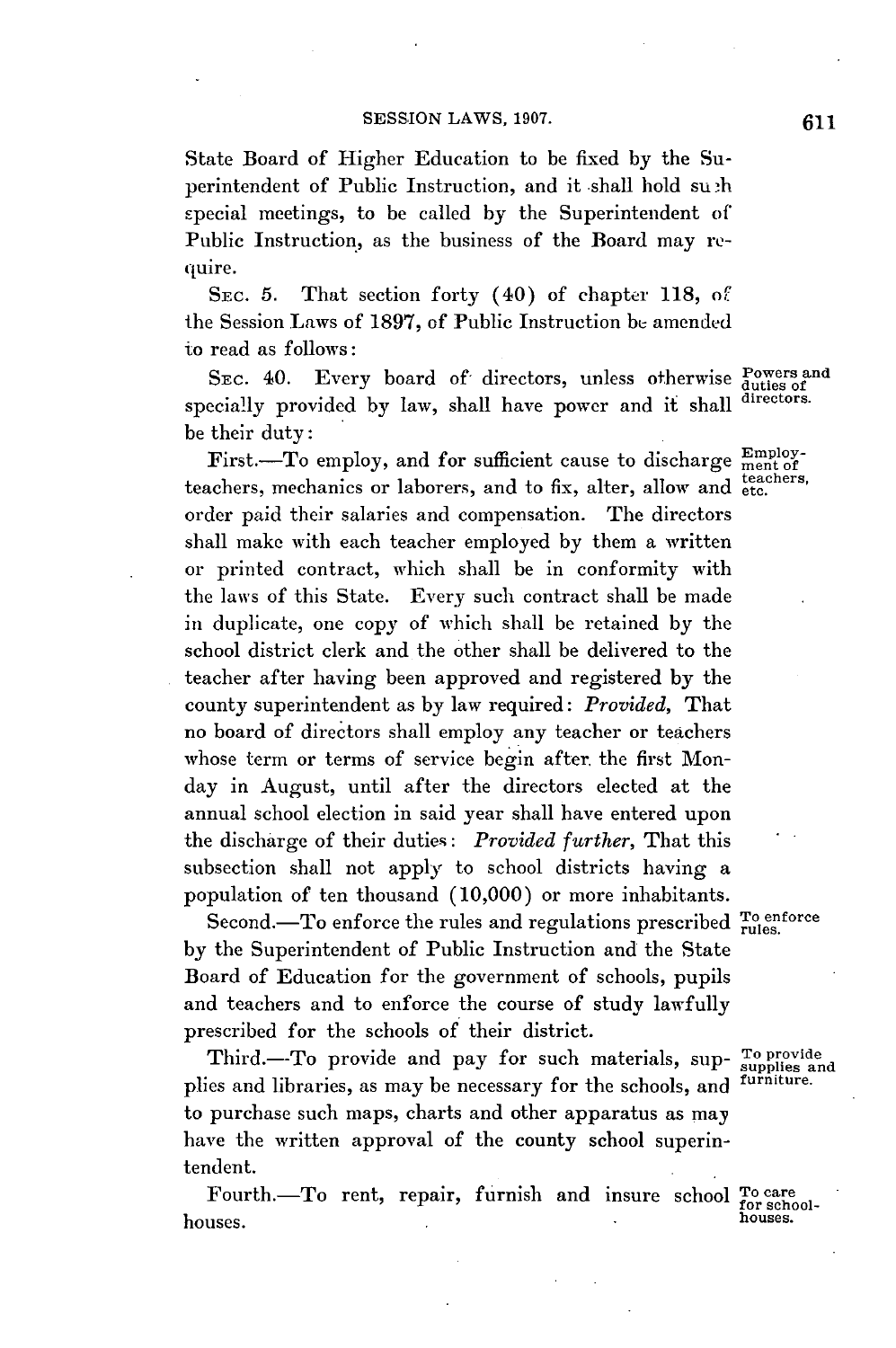State Board of Higher Education to be fixed by the Superintendent of Public Instruction, and it shall hold such special meetings, to be called by the Superintendent of Public Instruction, as the business of the Board may require.

SEC. 5. That section forty (40) of chapter 118, of the Session Laws of 1897, of Public Instruction be amended to read as follows:

SEC. 40. Every board of directors, unless otherwise specially provided by law, shall have power and it shall be their duty:

Powers and duties of directors.

First.—To employ, and for sufficient cause to discharge teachers, mechanics or laborers, and to fix, alter, allow and order paid their salaries and compensation. The directors shall make with each teacher employed by them a written or printed contract, which shall be in conformity with the laws of this State. Every such contract shall be made in duplicate, one copy of which shall be retained by the school district clerk and the other shall be delivered to the teacher after having been approved and registered by the county superintendent as by law required: *Provided*, That no board of directors shall employ any teacher or teachers whose term or terms of service begin after the first Monday in August, until after the directors elected at the annual school election in said year shall have entered upon the discharge of their duties: *Provided further*, That this subsection shall not apply to school districts having a population of ten thousand (10,000) or more inhabitants.

Employment of teachers, etc.

Second.—To enforce the rules and regulations prescribed by the Superintendent of Public Instruction and the State Board of Education for the government of schools, pupils and teachers and to enforce the course of study lawfully prescribed for the schools of their district.

To enforce rules.

Third.—To provide and pay for such materials, supplies and libraries, as may be necessary for the schools, and to purchase such maps, charts and other apparatus as may have the written approval of the county school superintendent.

To provide supplies and furniture.

Fourth.—To rent, repair, furnish and insure school houses.

To care for school-houses.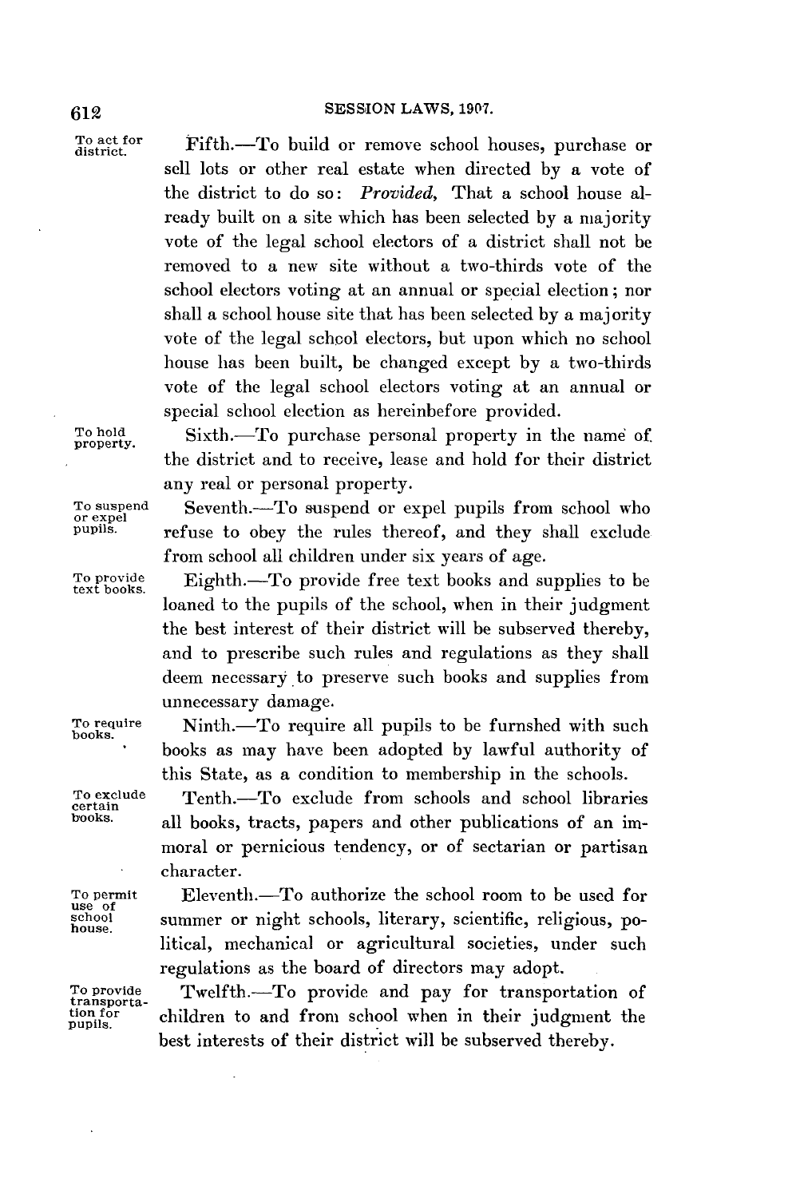Fifth.—To build or remove school houses, purchase or sell lots or other real estate when directed by a vote of the district to do so: *Provided*, That a school house already built on a site which has been selected by a majority vote of the legal school electors of a district shall not be removed to a new site without a two-thirds vote of the school electors voting at an annual or special election; nor shall a school house site that has been selected by a majority vote of the legal school electors, but upon which no school house has been built, be changed except by a two-thirds vote of the legal school electors voting at an annual or special school election as hereinbefore provided.

Sixth.—To purchase personal property in the name of the district and to receive, lease and hold for their district any real or personal property.

Seventh.—To suspend or expel pupils from school who refuse to obey the rules thereof, and they shall exclude from school all children under six years of age.

Eighth.—To provide free text books and supplies to be loaned to the pupils of the school, when in their judgment the best interest of their district will be subserved thereby, and to prescribe such rules and regulations as they shall deem necessary to preserve such books and supplies from unnecessary damage.

Ninth.—To require all pupils to be furnshed with such books as may have been adopted by lawful authority of this State, as a condition to membership in the schools.

Tenth.—To exclude from schools and school libraries all books, tracts, papers and other publications of an immoral or pernicious tendency, or of sectarian or partisan character.

Eleventh.—To authorize the school room to be used for summer or night schools, literary, scientific, religious, political, mechanical or agricultural societies, under such regulations as the board of directors may adopt.

Twelfth.—To provide and pay for transportation of children to and from school when in their judgment the best interests of their district will be subserved thereby.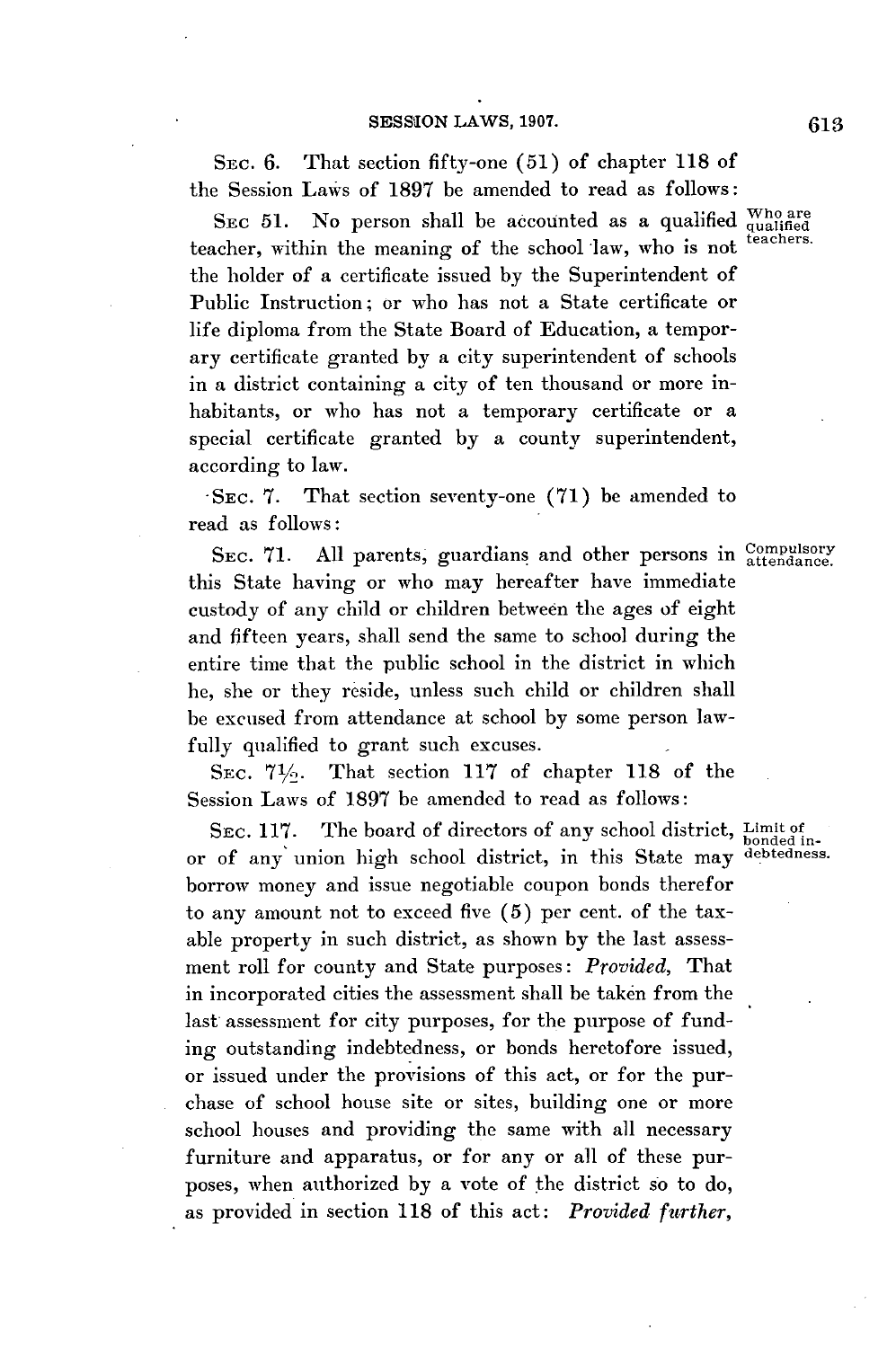SEC. 6. That section fifty-one (51) of chapter 118 of the Session Laws of 1897 be amended to read as follows:

SEC 51. No person shall be accounted as a qualified teacher, within the meaning of the school law, who is not the holder of a certificate issued by the Superintendent of Public Instruction; or who has not a State certificate or life diploma from the State Board of Education, a temporary certificate granted by a city superintendent of schools in a district containing a city of ten thousand or more inhabitants, or who has not a temporary certificate or a special certificate granted by a county superintendent, according to law.

Who are qualified teachers.

SEC. 7. That section seventy-one (71) be amended to read as follows:

SEC. 71. All parents, guardians and other persons in this State having or who may hereafter have immediate custody of any child or children between the ages of eight and fifteen years, shall send the same to school during the entire time that the public school in the district in which he, she or they reside, unless such child or children shall be excused from attendance at school by some person lawfully qualified to grant such excuses.

Compulsory attendance.

SEC. 7½. That section 117 of chapter 118 of the Session Laws of 1897 be amended to read as follows:

SEC. 117. The board of directors of any school district, or of any union high school district, in this State may borrow money and issue negotiable coupon bonds therefor to any amount not to exceed five (5) per cent. of the taxable property in such district, as shown by the last assessment roll for county and State purposes: *Provided*, That in incorporated cities the assessment shall be taken from the last assessment for city purposes, for the purpose of funding outstanding indebtedness, or bonds heretofore issued, or issued under the provisions of this act, or for the purchase of school house site or sites, building one or more school houses and providing the same with all necessary furniture and apparatus, or for any or all of these purposes, when authorized by a vote of the district so to do, as provided in section 118 of this act: *Provided further*,

Limit of bonded indebtedness.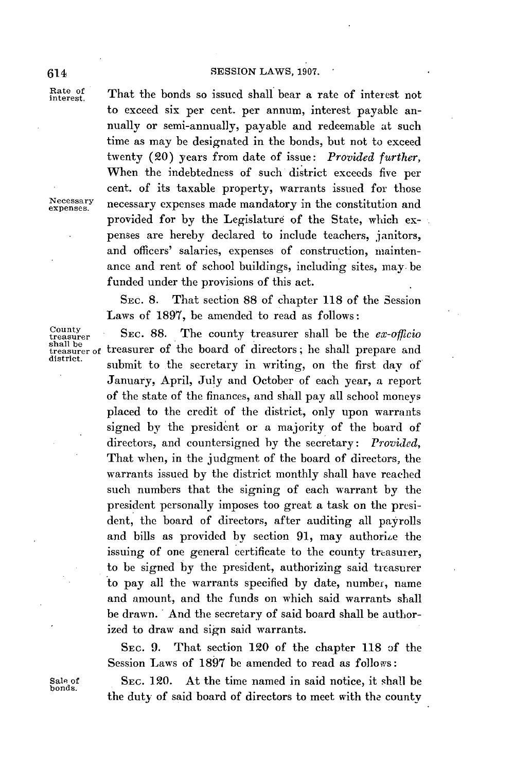Rate of interest.

That the bonds so issued shall bear a rate of interest not to exceed six per cent. per annum, interest payable annually or semi-annually, payable and redeemable at such time as may be designated in the bonds, but not to exceed twenty (20) years from date of issue: *Provided further*, When the indebtedness of such district exceeds five per cent. of its taxable property, warrants issued for those necessary expenses made mandatory in the constitution and provided for by the Legislature of the State, which expenses are hereby declared to include teachers, janitors, and officers' salaries, expenses of construction, maintenance and rent of school buildings, including sites, may be funded under the provisions of this act.

Necessary expenses.

SEC. 8. That section 88 of chapter 118 of the Session Laws of 1897, be amended to read as follows:

County treasurer shall be treasurer of district.

SEC. 88. The county treasurer shall be the *ex-officio* treasurer of the board of directors; he shall prepare and submit to the secretary in writing, on the first day of January, April, July and October of each year, a report of the state of the finances, and shall pay all school moneys placed to the credit of the district, only upon warrants signed by the president or a majority of the board of directors, and countersigned by the secretary: *Provided*, That when, in the judgment of the board of directors, the warrants issued by the district monthly shall have reached such numbers that the signing of each warrant by the president personally imposes too great a task on the president, the board of directors, after auditing all payrolls and bills as provided by section 91, may authorize the issuing of one general certificate to the county treasurer, to be signed by the president, authorizing said treasurer to pay all the warrants specified by date, number, name and amount, and the funds on which said warrants shall be drawn. And the secretary of said board shall be authorized to draw and sign said warrants.

SEC. 9. That section 120 of the chapter 118 of the Session Laws of 1897 be amended to read as follows:

Sale of bonds.

SEC. 120. At the time named in said notice, it shall be the duty of said board of directors to meet with the county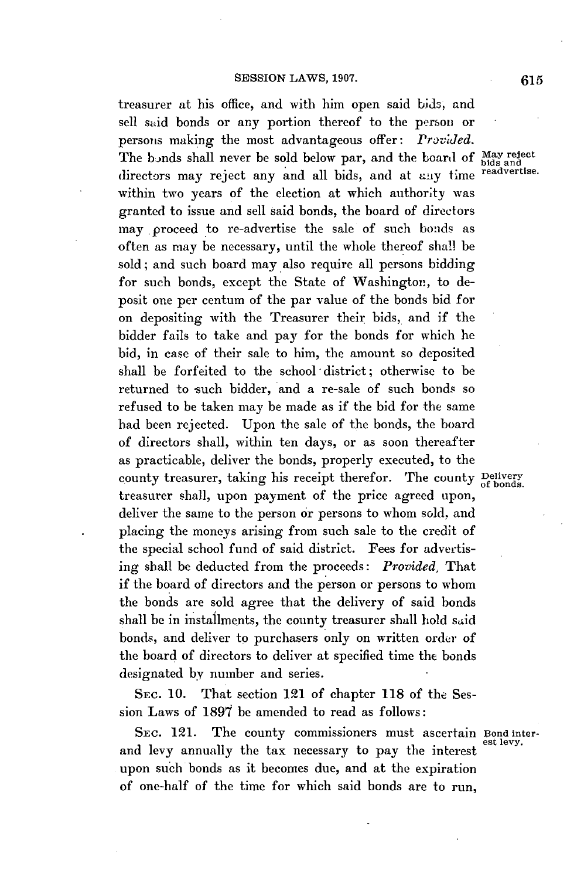treasurer at his office, and with him open said bids, and sell said bonds or any portion thereof to the person or persons making the most advantageous offer: *Provided*. The bonds shall never be sold below par, and the board of directors may reject any and all bids, and at any time within two years of the election at which authority was granted to issue and sell said bonds, the board of directors may proceed to re-advertise the sale of such bonds as often as may be necessary, until the whole thereof shall be sold; and such board may also require all persons bidding for such bonds, except the State of Washington, to deposit one per centum of the par value of the bonds bid for on depositing with the Treasurer their bids, and if the bidder fails to take and pay for the bonds for which he bid, in case of their sale to him, the amount so deposited shall be forfeited to the school district; otherwise to be returned to such bidder, and a re-sale of such bonds so refused to be taken may be made as if the bid for the same had been rejected. Upon the sale of the bonds, the board of directors shall, within ten days, or as soon thereafter as practicable, deliver the bonds, properly executed, to the county treasurer, taking his receipt therefor. The county treasurer shall, upon payment of the price agreed upon, deliver the same to the person or persons to whom sold, and placing the moneys arising from such sale to the credit of the special school fund of said district. Fees for advertising shall be deducted from the proceeds: *Provided*, That if the board of directors and the person or persons to whom the bonds are sold agree that the delivery of said bonds shall be in installments, the county treasurer shall hold said bonds, and deliver to purchasers only on written order of the board of directors to deliver at specified time the bonds designated by number and series.

May reject bids and readvertise.

Delivery of bonds.

SEC. 10. That section 121 of chapter 118 of the Session Laws of 1897 be amended to read as follows:

SEC. 121. The county commissioners must ascertain and levy annually the tax necessary to pay the interest upon such bonds as it becomes due, and at the expiration of one-half of the time for which said bonds are to run,

Bond interest levy.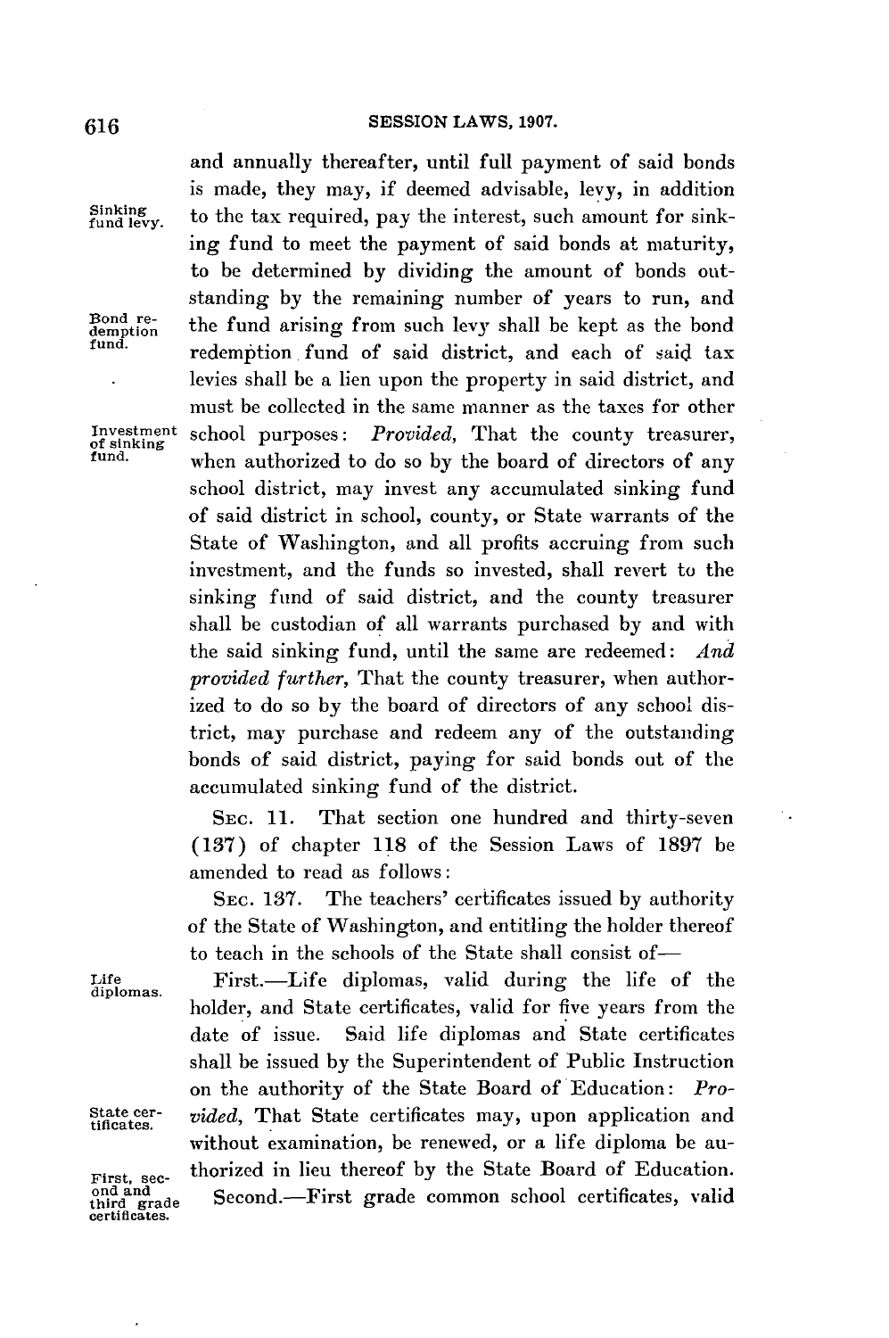and annually thereafter, until full payment of said bonds is made, they may, if deemed advisable, levy, in addition to the tax required, pay the interest, such amount for sinking fund to meet the payment of said bonds at maturity, to be determined by dividing the amount of bonds outstanding by the remaining number of years to run, and the fund arising from such levy shall be kept as the bond redemption fund of said district, and each of said tax levies shall be a lien upon the property in said district, and must be collected in the same manner as the taxes for other school purposes: *Provided*, That the county treasurer, when authorized to do so by the board of directors of any school district, may invest any accumulated sinking fund of said district in school, county, or State warrants of the State of Washington, and all profits accruing from such investment, and the funds so invested, shall revert to the sinking fund of said district, and the county treasurer shall be custodian of all warrants purchased by and with the said sinking fund, until the same are redeemed: *And provided further*, That the county treasurer, when authorized to do so by the board of directors of any school district, may purchase and redeem any of the outstanding bonds of said district, paying for said bonds out of the accumulated sinking fund of the district.

Sinking fund levy.

Bond redemption fund.

Investment of sinking fund.

SEC. 11. That section one hundred and thirty-seven (137) of chapter 118 of the Session Laws of 1897 be amended to read as follows:

SEC. 137. The teachers' certificates issued by authority of the State of Washington, and entitling the holder thereof to teach in the schools of the State shall consist of—

Life diplomas.

First.—Life diplomas, valid during the life of the holder, and State certificates, valid for five years from the date of issue. Said life diplomas and State certificates shall be issued by the Superintendent of Public Instruction on the authority of the State Board of Education: *Provided*, That State certificates may, upon application and without examination, be renewed, or a life diploma be authorized in lieu thereof by the State Board of Education.

State certificates.

First, second and third grade certificates.

Second.—First grade common school certificates, valid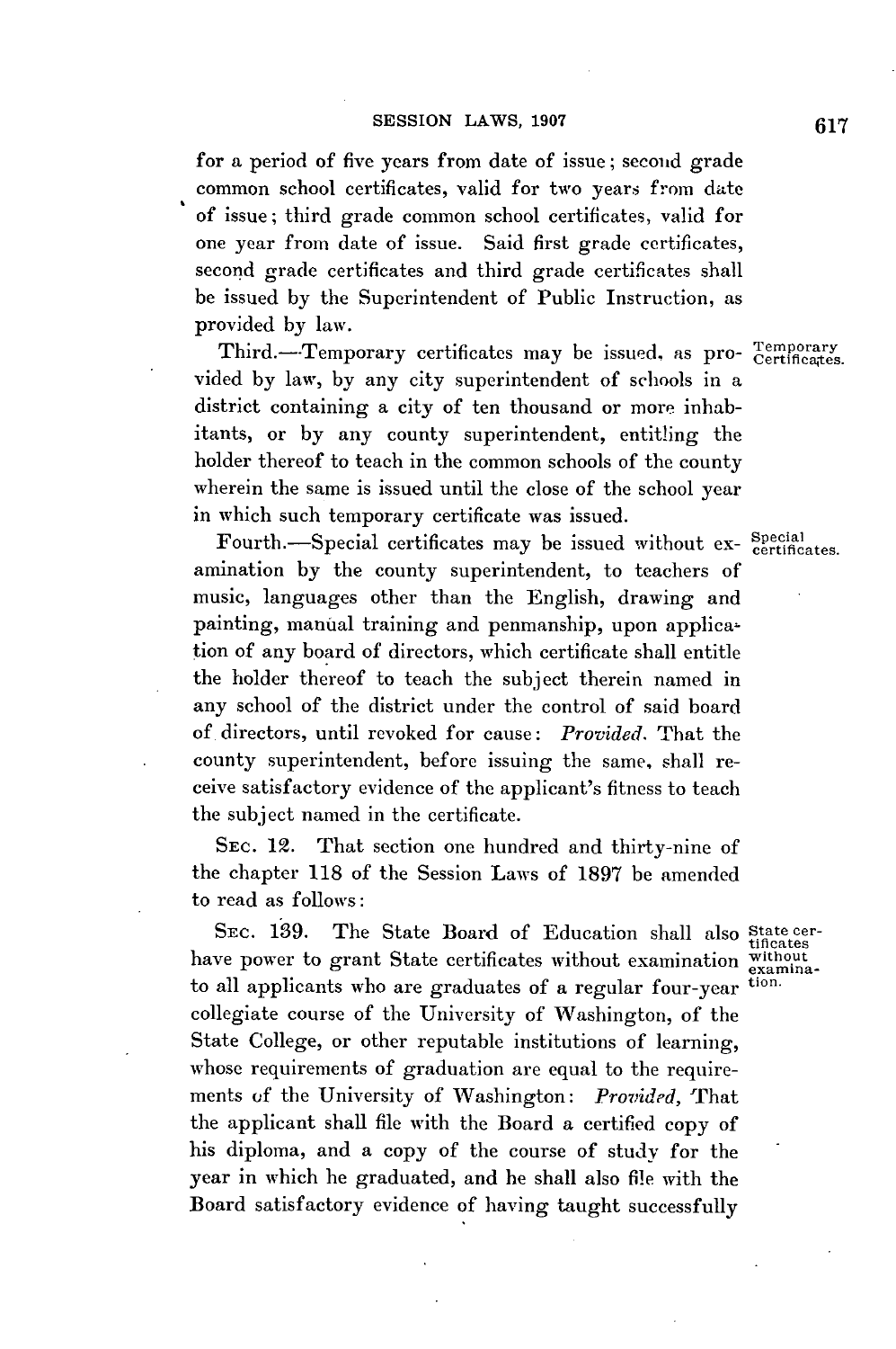for a period of five years from date of issue; second grade common school certificates, valid for two years from date of issue; third grade common school certificates, valid for one year from date of issue. Said first grade certificates, second grade certificates and third grade certificates shall be issued by the Superintendent of Public Instruction, as provided by law.

Temporary Certificates.

Third.—Temporary certificates may be issued, as provided by law, by any city superintendent of schools in a district containing a city of ten thousand or more inhabitants, or by any county superintendent, entitling the holder thereof to teach in the common schools of the county wherein the same is issued until the close of the school year in which such temporary certificate was issued.

Special certificates.

Fourth.—Special certificates may be issued without examination by the county superintendent, to teachers of music, languages other than the English, drawing and painting, manual training and penmanship, upon application of any board of directors, which certificate shall entitle the holder thereof to teach the subject therein named in any school of the district under the control of said board of directors, until revoked for cause: *Provided*, That the county superintendent, before issuing the same, shall receive satisfactory evidence of the applicant's fitness to teach the subject named in the certificate.

SEC. 12. That section one hundred and thirty-nine of the chapter 118 of the Session Laws of 1897 be amended to read as follows:

State certificates without examination.

SEC. 139. The State Board of Education shall also have power to grant State certificates without examination to all applicants who are graduates of a regular four-year collegiate course of the University of Washington, of the State College, or other reputable institutions of learning, whose requirements of graduation are equal to the requirements of the University of Washington: *Provided*, That the applicant shall file with the Board a certified copy of his diploma, and a copy of the course of study for the year in which he graduated, and he shall also file with the Board satisfactory evidence of having taught successfully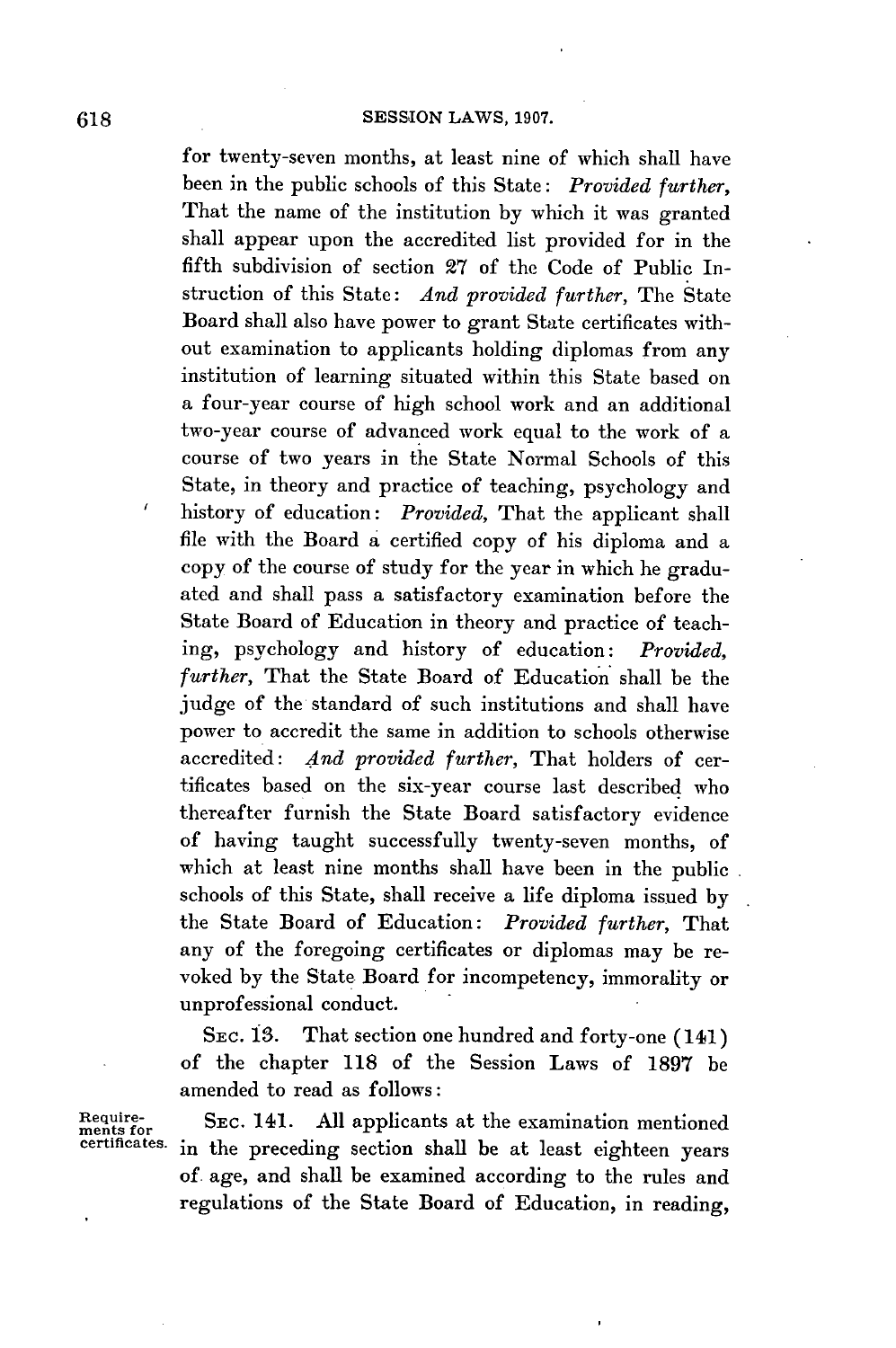for twenty-seven months, at least nine of which shall have been in the public schools of this State: *Provided further,* That the name of the institution by which it was granted shall appear upon the accredited list provided for in the fifth subdivision of section 27 of the Code of Public Instruction of this State: *And provided further,* The State Board shall also have power to grant State certificates without examination to applicants holding diplomas from any institution of learning situated within this State based on a four-year course of high school work and an additional two-year course of advanced work equal to the work of a course of two years in the State Normal Schools of this State, in theory and practice of teaching, psychology and history of education: *Provided,* That the applicant shall file with the Board a certified copy of his diploma and a copy of the course of study for the year in which he graduated and shall pass a satisfactory examination before the State Board of Education in theory and practice of teaching, psychology and history of education: *Provided, further,* That the State Board of Education shall be the judge of the standard of such institutions and shall have power to accredit the same in addition to schools otherwise accredited: *And provided further,* That holders of certificates based on the six-year course last described who thereafter furnish the State Board satisfactory evidence of having taught successfully twenty-seven months, of which at least nine months shall have been in the public schools of this State, shall receive a life diploma issued by the State Board of Education: *Provided further,* That any of the foregoing certificates or diplomas may be revoked by the State Board for incompetency, immorality or unprofessional conduct.

SEC. 13. That section one hundred and forty-one (141) of the chapter 118 of the Session Laws of 1897 be amended to read as follows:

Requirements for certificates.

SEC. 141. All applicants at the examination mentioned in the preceding section shall be at least eighteen years of age, and shall be examined according to the rules and regulations of the State Board of Education, in reading,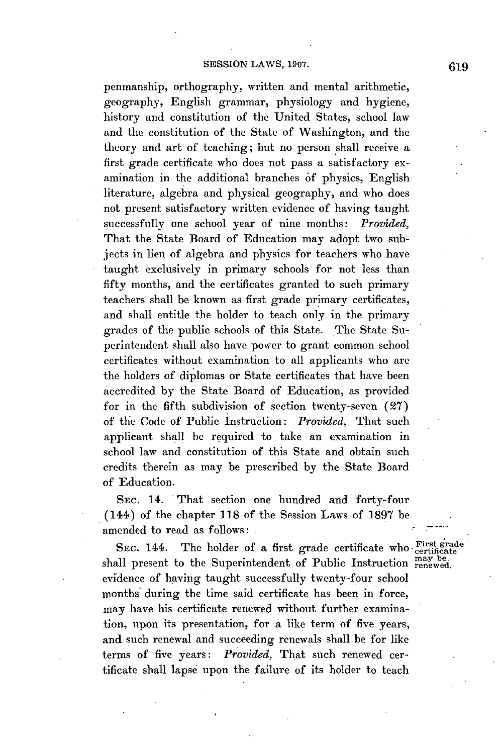penmanship, orthography, written and mental arithmetic, geography, English grammar, physiology and hygiene, history and constitution of the United States, school law and the constitution of the State of Washington, and the theory and art of teaching; but no person shall receive a first grade certificate who does not pass a satisfactory examination in the additional branches of physics, English literature, algebra and physical geography, and who does not present satisfactory written evidence of having taught successfully one school year of nine months: *Provided,* That the State Board of Education may adopt two subjects in lieu of algebra and physics for teachers who have taught exclusively in primary schools for not less than fifty months, and the certificates granted to such primary teachers shall be known as first grade primary certificates, and shall entitle the holder to teach only in the primary grades of the public schools of this State. The State Superintendent shall also have power to grant common school certificates without examination to all applicants who are the holders of diplomas or State certificates that have been accredited by the State Board of Education, as provided for in the fifth subdivision of section twenty-seven (27) of the Code of Public Instruction: *Provided,* That such applicant shall be required to take an examination in school law and constitution of this State and obtain such credits therein as may be prescribed by the State Board of Education.

SEC. 14. That section one hundred and forty-four (144) of the chapter 118 of the Session Laws of 1897 be amended to read as follows:

First grade certificate may be renewed.

SEC. 144. The holder of a first grade certificate who shall present to the Superintendent of Public Instruction evidence of having taught successfully twenty-four school months during the time said certificate has been in force, may have his certificate renewed without further examination, upon its presentation, for a like term of five years, and such renewal and succeeding renewals shall be for like terms of five years: *Provided,* That such renewed certificate shall lapse upon the failure of its holder to teach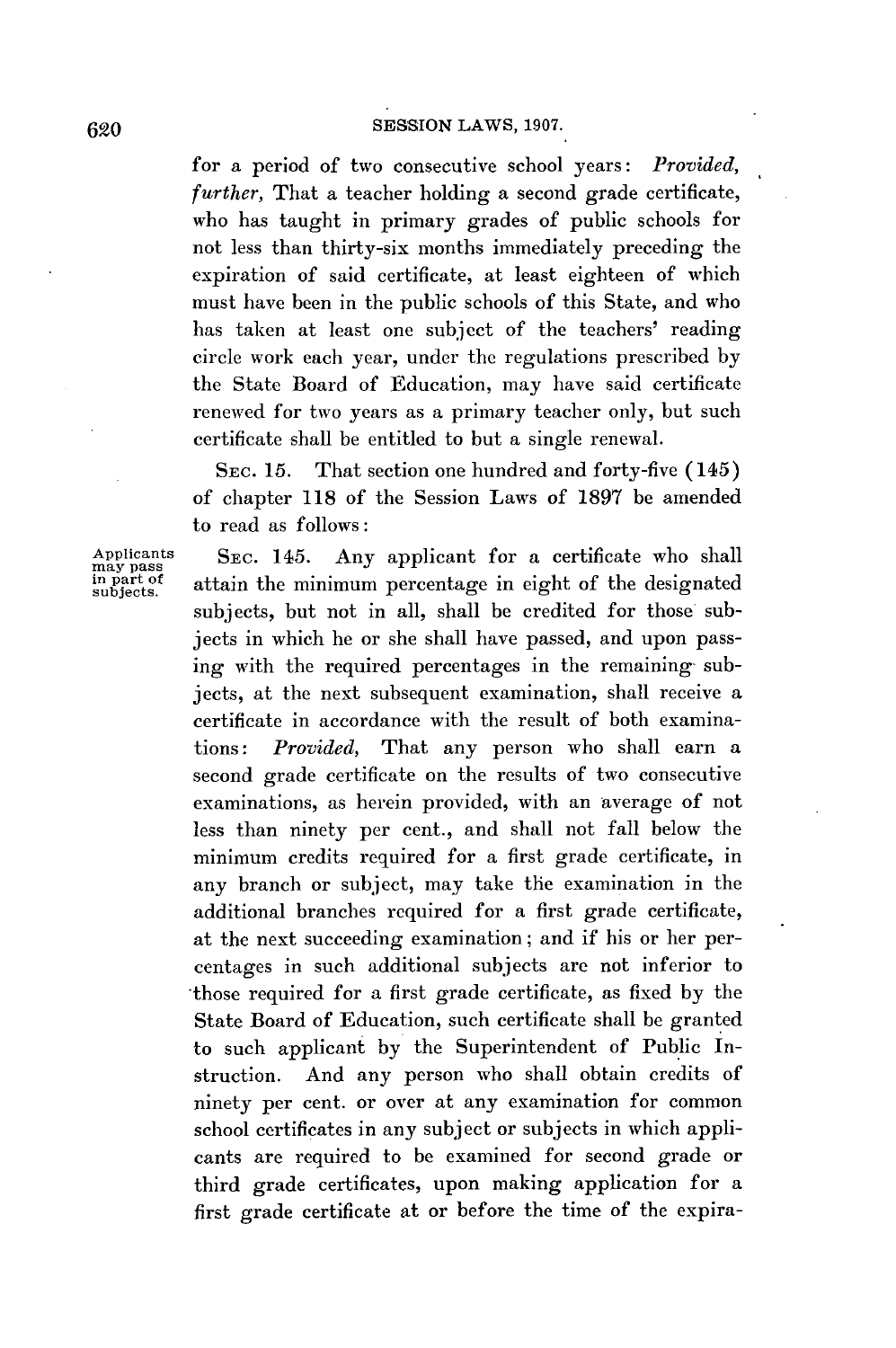for a period of two consecutive school years: *Provided, further,* That a teacher holding a second grade certificate, who has taught in primary grades of public schools for not less than thirty-six months immediately preceding the expiration of said certificate, at least eighteen of which must have been in the public schools of this State, and who has taken at least one subject of the teachers' reading circle work each year, under the regulations prescribed by the State Board of Education, may have said certificate renewed for two years as a primary teacher only, but such certificate shall be entitled to but a single renewal.

SEC. 15. That section one hundred and forty-five (145) of chapter 118 of the Session Laws of 1897 be amended to read as follows:

Applicants may pass in part of subjects.

SEC. 145. Any applicant for a certificate who shall attain the minimum percentage in eight of the designated subjects, but not in all, shall be credited for those subjects in which he or she shall have passed, and upon passing with the required percentages in the remaining subjects, at the next subsequent examination, shall receive a certificate in accordance with the result of both examinations: *Provided,* That any person who shall earn a second grade certificate on the results of two consecutive examinations, as herein provided, with an average of not less than ninety per cent., and shall not fall below the minimum credits required for a first grade certificate, in any branch or subject, may take the examination in the additional branches required for a first grade certificate, at the next succeeding examination; and if his or her percentages in such additional subjects are not inferior to those required for a first grade certificate, as fixed by the State Board of Education, such certificate shall be granted to such applicant by the Superintendent of Public Instruction. And any person who shall obtain credits of ninety per cent. or over at any examination for common school certificates in any subject or subjects in which applicants are required to be examined for second grade or third grade certificates, upon making application for a first grade certificate at or before the time of the expira-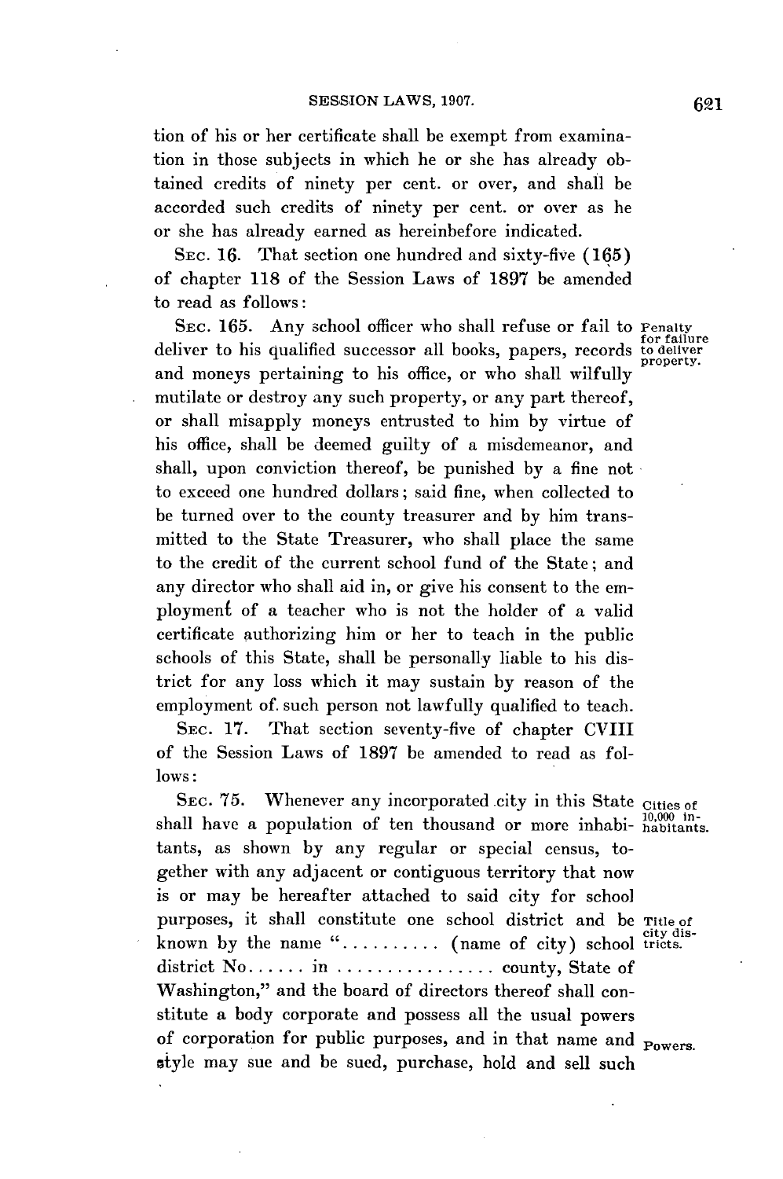tion of his or her certificate shall be exempt from examination in those subjects in which he or she has already obtained credits of ninety per cent. or over, and shall be accorded such credits of ninety per cent. or over as he or she has already earned as hereinbefore indicated.

SEC. 16. That section one hundred and sixty-five (165) of chapter 118 of the Session Laws of 1897 be amended to read as follows:

SEC. 165. Any school officer who shall refuse or fail to deliver to his qualified successor all books, papers, records and moneys pertaining to his office, or who shall wilfully mutilate or destroy any such property, or any part thereof, or shall misapply moneys entrusted to him by virtue of his office, shall be deemed guilty of a misdemeanor, and shall, upon conviction thereof, be punished by a fine not to exceed one hundred dollars; said fine, when collected to be turned over to the county treasurer and by him transmitted to the State Treasurer, who shall place the same to the credit of the current school fund of the State; and any director who shall aid in, or give his consent to the employment of a teacher who is not the holder of a valid certificate authorizing him or her to teach in the public schools of this State, shall be personally liable to his district for any loss which it may sustain by reason of the employment of such person not lawfully qualified to teach.

*Penalty for failure to deliver property.*

SEC. 17. That section seventy-five of chapter CVIII of the Session Laws of 1897 be amended to read as follows:

SEC. 75. Whenever any incorporated city in this State shall have a population of ten thousand or more inhabitants, as shown by any regular or special census, together with any adjacent or contiguous territory that now is or may be hereafter attached to said city for school purposes, it shall constitute one school district and be known by the name ".......... (name of city) school district No...... in ................ county, State of Washington," and the board of directors thereof shall constitute a body corporate and possess all the usual powers of corporation for public purposes, and in that name and style may sue and be sued, purchase, hold and sell such

*Cities of 10,000 inhabitants.*

*Title of city districts.*

*Powers.*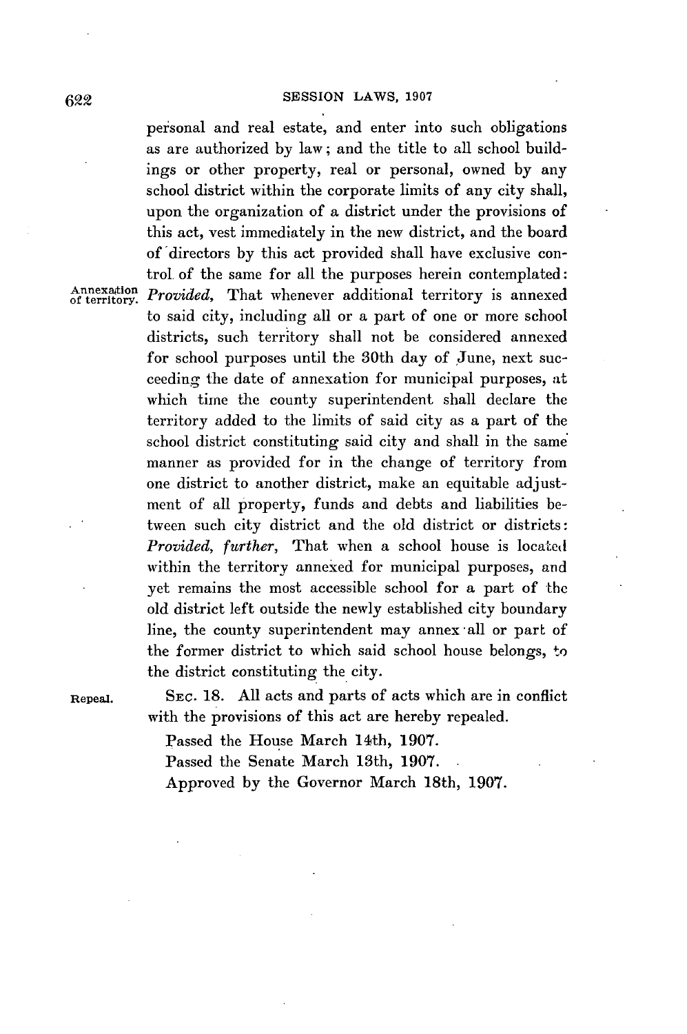personal and real estate, and enter into such obligations as are authorized by law; and the title to all school buildings or other property, real or personal, owned by any school district within the corporate limits of any city shall, upon the organization of a district under the provisions of this act, vest immediately in the new district, and the board of directors by this act provided shall have exclusive control of the same for all the purposes herein contemplated: *Provided,* That whenever additional territory is annexed to said city, including all or a part of one or more school districts, such territory shall not be considered annexed for school purposes until the 30th day of June, next succeeding the date of annexation for municipal purposes, at which time the county superintendent shall declare the territory added to the limits of said city as a part of the school district constituting said city and shall in the same manner as provided for in the change of territory from one district to another district, make an equitable adjustment of all property, funds and debts and liabilities between such city district and the old district or districts: *Provided, further,* That when a school house is located within the territory annexed for municipal purposes, and yet remains the most accessible school for a part of the old district left outside the newly established city boundary line, the county superintendent may annex all or part of the former district to which said school house belongs, to the district constituting the city.

Annexation of territory.

Repeal.

SEC. 18. All acts and parts of acts which are in conflict with the provisions of this act are hereby repealed.

Passed the House March 14th, 1907.

Passed the Senate March 13th, 1907.

Approved by the Governor March 18th, 1907.